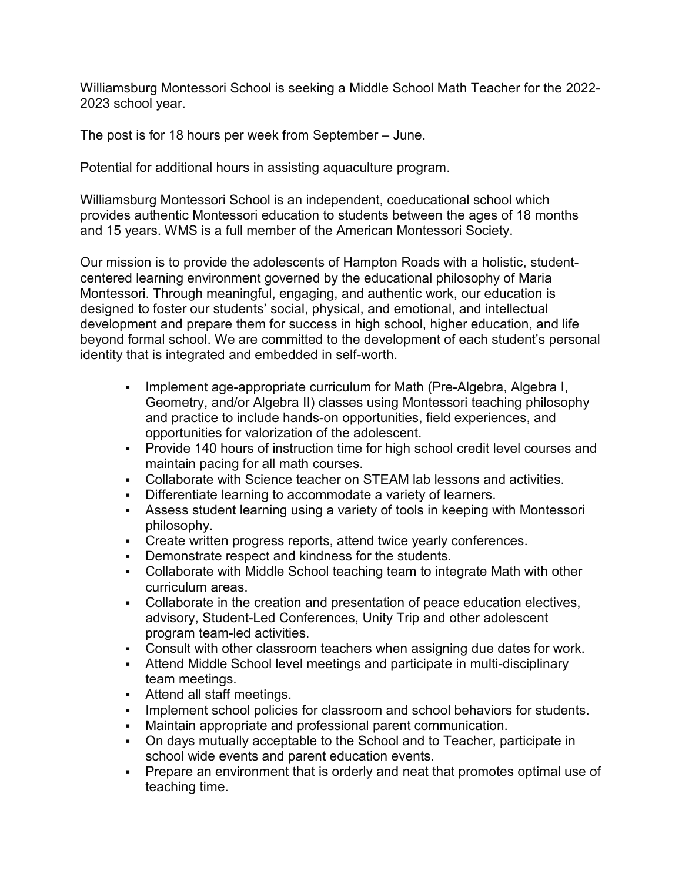Williamsburg Montessori School is seeking a Middle School Math Teacher for the 2022-2023 school year.

The post is for 18 hours per week from September – June.

Potential for additional hours in assisting aquaculture program.

Williamsburg Montessori School is an independent, coeducational school which provides authentic Montessori education to students between the ages of 18 months and 15 years. WMS is a full member of the American Montessori Society.

Our mission is to provide the adolescents of Hampton Roads with a holistic, student-centered learning environment governed by the educational philosophy of Maria Montessori. Through meaningful, engaging, and authentic work, our education is designed to foster our students' social, physical, and emotional, and intellectual development and prepare them for success in high school, higher education, and life beyond formal school. We are committed to the development of each student's personal identity that is integrated and embedded in self-worth.

- Implement age-appropriate curriculum for Math (Pre-Algebra, Algebra I, Geometry, and/or Algebra II) classes using Montessori teaching philosophy and practice to include hands-on opportunities, field experiences, and opportunities for valorization of the adolescent.
- Provide 140 hours of instruction time for high school credit level courses and maintain pacing for all math courses.
- Collaborate with Science teacher on STEAM lab lessons and activities.
- Differentiate learning to accommodate a variety of learners.
- Assess student learning using a variety of tools in keeping with Montessori philosophy.
- Create written progress reports, attend twice yearly conferences.
- Demonstrate respect and kindness for the students.
- Collaborate with Middle School teaching team to integrate Math with other curriculum areas.
- Collaborate in the creation and presentation of peace education electives, advisory, Student-Led Conferences, Unity Trip and other adolescent program team-led activities.
- Consult with other classroom teachers when assigning due dates for work.
- Attend Middle School level meetings and participate in multi-disciplinary team meetings.
- Attend all staff meetings.
- Implement school policies for classroom and school behaviors for students.
- Maintain appropriate and professional parent communication.
- On days mutually acceptable to the School and to Teacher, participate in school wide events and parent education events.
- Prepare an environment that is orderly and neat that promotes optimal use of teaching time.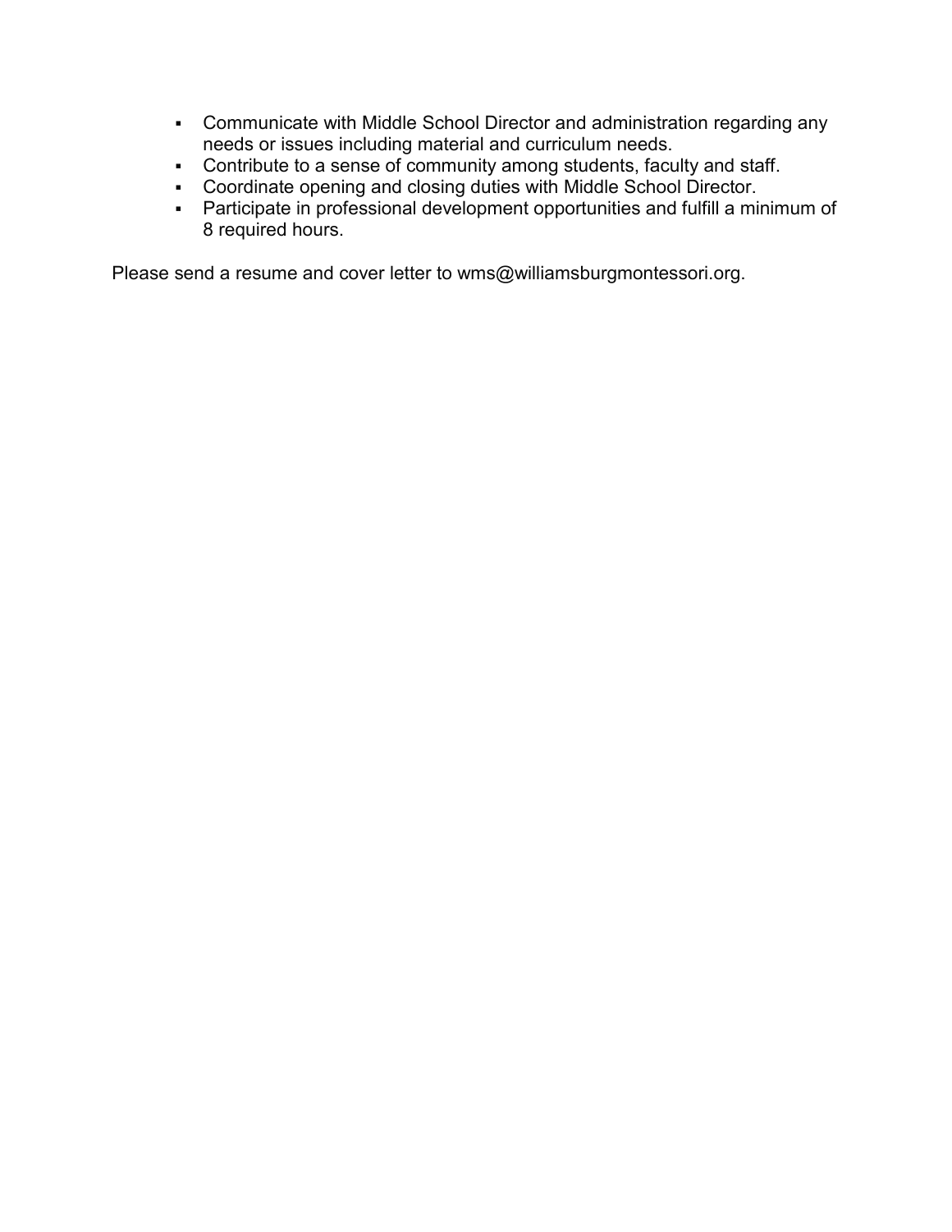- Communicate with Middle School Director and administration regarding any needs or issues including material and curriculum needs.
- Contribute to a sense of community among students, faculty and staff.
- Coordinate opening and closing duties with Middle School Director.
- Participate in professional development opportunities and fulfill a minimum of 8 required hours.

Please send a resume and cover letter to wms@williamsburgmontessori.org.